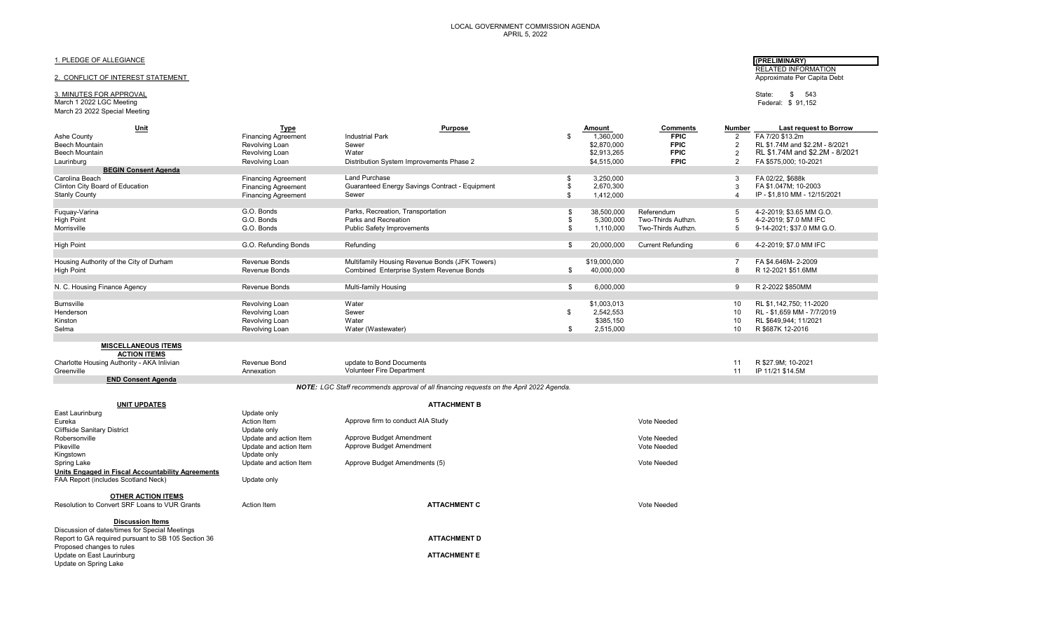# LOCAL GOVERNMENT COMMISSION AGENDA
APRIL 5, 2022

**(PRELIMINARY)**
RELATED INFORMATION
Approximate Per Capita Debt

State: $ 543
Federal: $ 91,152

1. PLEDGE OF ALLEGIANCE

2. CONFLICT OF INTEREST STATEMENT

3. MINUTES FOR APPROVAL
March 1 2022 LGC Meeting
March 23 2022 Special Meeting

| Unit | Type | Purpose | Amount | Comments | Number | Last request to Borrow |
|---|---|---|---|---|---|---|
| Ashe County | Financing Agreement | Industrial Park | $ 1,360,000 | **FPIC** | 2 | FA 7/20 $13.2m |
| Beech Mountain | Revolving Loan | Sewer | $2,870,000 | **FPIC** | 2 | RL $1.74M and $2.2M - 8/2021 |
| Beech Mountain | Revolving Loan | Water | $2,913,265 | **FPIC** | 2 | RL $1.74M and $2.2M - 8/2021 |
| Laurinburg | Revolving Loan | Distribution System Improvements Phase 2 | $4,515,000 | **FPIC** | 2 | FA $575,000; 10-2021 |
| **BEGIN Consent Agenda** | | | | | | |
| Carolina Beach | Financing Agreement | Land Purchase | $ 3,250,000 | | 3 | FA 02/22, $688k |
| Clinton City Board of Education | Financing Agreement | Guaranteed Energy Savings Contract - Equipment | $ 2,670,300 | | 3 | FA $1.047M; 10-2003 |
| Stanly County | Financing Agreement | Sewer | $ 1,412,000 | | 4 | IP - $1,810 MM - 12/15/2021 |
| | | | | | | |
| Fuquay-Varina | G.O. Bonds | Parks, Recreation, Transportation | $ 38,500,000 | Referendum | 5 | 4-2-2019; $3.65 MM G.O. |
| High Point | G.O. Bonds | Parks and Recreation | $ 5,300,000 | Two-Thirds Authzn. | 5 | 4-2-2019; $7.0 MM IFC |
| Morrisville | G.O. Bonds | Public Safety Improvements | $ 1,110,000 | Two-Thirds Authzn. | 5 | 9-14-2021; $37.0 MM G.O. |
| | | | | | | |
| High Point | G.O. Refunding Bonds | Refunding | $ 20,000,000 | Current Refunding | 6 | 4-2-2019; $7.0 MM IFC |
| | | | | | | |
| Housing Authority of the City of Durham | Revenue Bonds | Multifamily Housing Revenue Bonds (JFK Towers) | $19,000,000 | | 7 | FA $4.646M- 2-2009 |
| High Point | Revenue Bonds | Combined Enterprise System Revenue Bonds | $ 40,000,000 | | 8 | R 12-2021 $51.6MM |
| | | | | | | |
| N. C. Housing Finance Agency | Revenue Bonds | Multi-family Housing | $ 6,000,000 | | 9 | R 2-2022 $850MM |
| | | | | | | |
| Burnsville | Revolving Loan | Water | $1,003,013 | | 10 | RL $1,142,750; 11-2020 |
| Henderson | Revolving Loan | Sewer | $ 2,542,553 | | 10 | RL - $1,659 MM - 7/7/2019 |
| Kinston | Revolving Loan | Water | $385,150 | | 10 | RL $649,944; 11/2021 |
| Selma | Revolving Loan | Water (Wastewater) | $ 2,515,000 | | 10 | R $687K 12-2016 |
| | | | | | | |
| **MISCELLANEOUS ITEMS** | | | | | | |
| **ACTION ITEMS** | | | | | | |
| Charlotte Housing Authority - AKA Inlivian | Revenue Bond | update to Bond Documents | | | 11 | R $27.9M; 10-2021 |
| Greenville | Annexation | Volunteer Fire Department | | | 11 | IP 11/21 $14.5M |
| **END Consent Agenda** | | | | | | |

***NOTE:** LGC Staff recommends approval of all financing requests on the April 2022 Agenda.*

| **UNIT UPDATES** | | **ATTACHMENT B** | |
|---|---|---|---|
| East Laurinburg | Update only | | |
| Eureka | Action Item | Approve firm to conduct AIA Study | Vote Needed |
| Cliffside Sanitary District | Update only | | |
| Robersonville | Update and action Item | Approve Budget Amendment | Vote Needed |
| Pikeville | Update and action Item | Approve Budget Amendment | Vote Needed |
| Kingstown | Update only | | |
| Spring Lake | Update and action Item | Approve Budget Amendments (5) | Vote Needed |
| **Units Engaged in Fiscal Accountability Agreements** | | | |
| FAA Report (includes Scotland Neck) | Update only | | |

**OTHER ACTION ITEMS**

| | | | |
|---|---|---|---|
| Resolution to Convert SRF Loans to VUR Grants | Action Item | **ATTACHMENT C** | Vote Needed |

**Discussion Items**

- Discussion of dates/times for Special Meetings
- Report to GA required pursuant to SB 105 Section 36 — **ATTACHMENT D**
- Proposed changes to rules
- Update on East Laurinburg — **ATTACHMENT E**
- Update on Spring Lake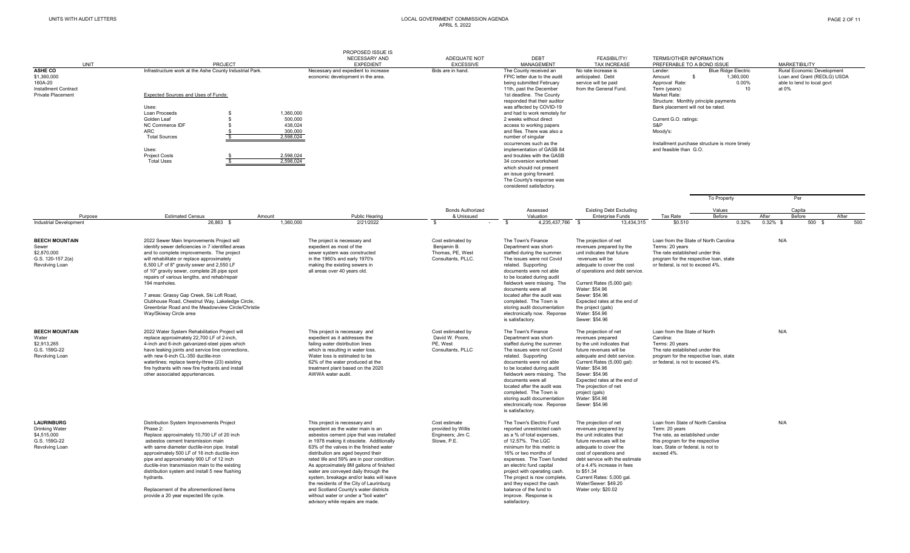| UNIT | PROJECT | PROPOSED ISSUE IS NECESSARY AND EXPEDIENT | ADEQUATE NOT EXCESSIVE | DEBT MANAGEMENT | FEASIBILITY/ TAX INCREASE | TERMS/OTHER INFORMATION PREFERABLE TO A BOND ISSUE | MARKETIBILITY |
|---|---|---|---|---|---|---|---|
| **ASHE CO**<br>$1,360,000<br>160A-20<br>Installment Contract<br>Private Placement | Infrastructure work at the Ashe County Industrial Park.<br><br>Expected Sources and Uses of Funds:<br><br>Uses:<br>Loan Proceeds $ 1,360,000<br>Golden Leaf $ 500,000<br>NC Commerce IDF $ 438,024<br>ARC $ 300,000<br>Total Sources $ 2,598,024<br><br>Uses:<br>Project Costs $ 2,598,024<br>Total Uses $ 2,598,024 | Necessary and expedient to increase economic development in the area. | Bids are in hand. | The County received an FPIC letter due to the audit being submitted February 11th, past the December 1st deadline. The County responded that their auditor was affected by COVID-19 and had to work remotely for 2 weeks without direct access to working papers and files. There was also a number of singular occurrences such as the implementation of GASB 84 and troubles with the GASB 34 conversion worksheet which should not present an issue going forward. The County's response was considered satisfactory. | No rate increase is anticipated. Debt service will be paid from the General Fund. | Lender: Blue Ridge Electric<br>Amount $ 1,360,000<br>Approval Rate: 0.00%<br>Term (years): 10<br>Market Rate:<br>Structure: Monthly principle payments<br>Bank placement will not be rated.<br><br>Current G.O. ratings:<br>S&P<br>Moody's:<br><br>Installment purchase structure is more timely and feasible than G.O. | Rural Economic Development Loan and Grant (REDLG) USDA able to lend to local govt at 0% |

| Purpose | Estimated Census | Amount | Public Hearing | Bonds Authorized & Unissued | Assessed Valuation | Existing Debt Excluding Enterprise Funds | Tax Rate | To Property Values Before | To Property Values After | Per Capita Before | Per Capita After |
|---|---|---|---|---|---|---|---|---|---|---|---|
| Industrial Development | 26,863 | $ 1,360,000 | 2/21/2022 | $ - | $ 4,235,437,766 | $ 13,434,315 | $0.510 | 0.32% | 0.32% | $ 500 | $ 500 |

| UNIT | PROJECT | PROPOSED ISSUE IS NECESSARY AND EXPEDIENT | ADEQUATE NOT EXCESSIVE | DEBT MANAGEMENT | FEASIBILITY/ TAX INCREASE | TERMS/OTHER INFORMATION PREFERABLE TO A BOND ISSUE | MARKETIBILITY |
|---|---|---|---|---|---|---|---|
| **BEECH MOUNTAIN**<br>Sewer<br>$2,870,000<br>G.S. 120-157.2(a)<br>Revolving Loan | 2022 Sewer Main Improvements Project will identify sewer deficiencies in 7 identified areas and to complete improvements. The project will rehabilitate or replace approximately 6,500 LF of 8" gravity sewer and 2,550 LF of 10" gravity sewer, complete 26 pipe spot repairs of various lengths, and rehab/repair 194 manholes.<br><br>7 areas: Grassy Gap Creek, Ski Loft Road, Clubhouse Road, Chestnut Way, Lakeledge Circle, Greenbriar Road and the Meadowview Circle/Christie Way/Skiway Circle area | The project is necessary and expedient as most of the sewer system was constructed in the 1960's and early 1970's making the existing sewers in all areas over 40 years old. | Cost estimated by Benjamin B. Thomas, PE, West Consultants, PLLC. | The Town's Finance Department was short-staffed during the summer. The issues were not Covid related. Supporting documents were not able to be located during audit fieldwork were missing. The documents were all located after the audit was completed. The Town is storing audit documentation electronically now. Reponse is satisfactory. | The projection of net revenues prepared by the unit indicates that future revenues will be adequate to cover the cost of operations and debt service.<br><br>Current Rates (5,000 gal):<br>Water: $54.96<br>Sewer: $54.96<br>Expected rates at the end of the project (gals)<br>Water: $54.96<br>Sewer: $54.96 | Loan from the State of North Carolina<br>Terms: 20 years<br>The rate established under this program for the respective loan, state or federal, is not to exceed 4%. | N/A |
| **BEECH MOUNTAIN**<br>Water<br>$2,913,265<br>G.S. 159G-22<br>Revolving Loan | 2022 Water System Rehabilitation Project will replace approximately 22,700 LF of 2-inch, 4-inch and 6-inch galvanized-steel pipes which have leaking joints and service line connections, with new 6-inch CL-350 ductile-iron waterlines; replace twenty-three (23) existing fire hydrants with new fire hydrants and install other associated appurtenances. | This project is necessary and expedient as it addresses the failing water distribution lines which is resulting in water loss. Water loss is estimated to be 62% of the water produced at the treatment plant based on the 2020 AWWA water audit. | Cost estimated by David W. Poore, PE, West Consultants, PLLC | The Town's Finance Department was short-staffed during the summer. The issues were not Covid related. Supporting documents were not able to be located during audit fieldwork were missing. The documents were all located after the audit was completed. The Town is storing audit documentation electronically now. Response is satisfactory. | The projection of net revenues prepared by the unit indicates that future revenues will be adequate and debt service.<br>Current Rates (5,000 gal):<br>Water: $54.96<br>Sewer: $54.96<br>Expected rates at the end of The projection of net project (gals)<br>Water: $54.96<br>Sewer: $54.96 | Loan from the State of North Carolina:<br>Terms: 20 years<br>The rate established under this program for the respective loan, state or federal, is not to exceed 4%. | N/A |
| **LAURINBURG**<br>Drinking Water<br>$4,515,000<br>G.S. 159G-22<br>Revolving Loan | Distribution System Improvements Project Phase 2:<br>Replace approximately 10,700 LF of 20 inch asbestos cement transmission main with same diameter ductile-iron pipe. Install approximately 500 LF of 16 inch ductile-iron pipe and approximately 900 LF of 12 inch ductile-iron transmission main to the existing distribution system and install 5 new flushing hydrants.<br><br>Replacement of the aforementioned items provide a 20 year expected life cycle. | This project is necessary and expedient as the water main is an asbestos cement pipe that was installed in 1978 making it obsolete. Additionally 63% of the valves in the finished water distribution lines are aged beyond their rated life and 59% are in poor condition. As approximately 8M gallons of finished water are conveyed daily through the system, breakage and/or leaks will leave the residents of the City of Laurinburg and Scotland County's water districts without water or under a "boil water" advisory while repairs are made. | Cost estimate provided by Willis Engineers; Jim C. Stowe, P.E. | The Town's Electric Fund reported unrestricted cash as a % of total expenses, of 12.57%. The LGC minimum for this metric is 16% or two months of expenses. The Town funded an electric fund capital project with operating cash. The project is now complete, and they expect the cash balance of the fund to improve. Response is satisfactory. | The projection of net revenues prepared by the unit indicates that future revenues will be adequate to cover the cost of operations and debt service with the estimate of a 4.4% increase in fees to $51.34<br>Current Rates: 5,000 gal.<br>Water/Sewer: $49.20<br>Water only: $20.02 | Loan from State of North Carolina<br>Term: 20 years<br>The rate, as established under this program for the respective loan, State or federal, is not to exceed 4%. | N/A |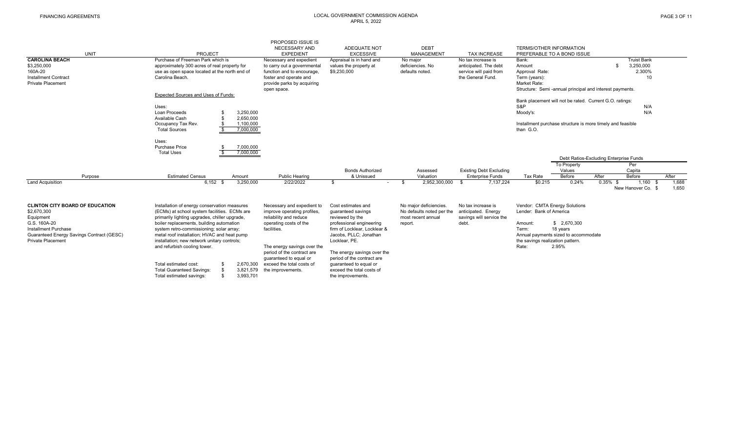FINANCING AGREEMENTS

LOCAL GOVERNMENT COMMISSION AGENDA
APRIL 5, 2022

| UNIT | PROJECT | PROPOSED ISSUE IS NECESSARY AND EXPEDIENT | ADEQUATE NOT EXCESSIVE | DEBT MANAGEMENT | TAX INCREASE | TERMS/OTHER INFORMATION PREFERABLE TO A BOND ISSUE |
|---|---|---|---|---|---|---|
| **CAROLINA BEACH**<br>$3,250,000<br>160A-20<br>Installment Contract<br>Private Placement | Purchase of Freeman Park which is approximately 300 acres of real property for use as open space located at the north end of Carolina Beach.<br><br>Expected Sources and Uses of Funds:<br><br>Uses:<br>Loan Proceeds $ 3,250,000<br>Available Cash $ 2,650,000<br>Occupancy Tax Rev. $ 1,100,000<br>Total Sources $ 7,000,000<br><br>Uses:<br>Purchase Price $ 7,000,000<br>Total Uses $ 7,000,000 | Necessary and expedient to carry out a governmental function and to encourage, foster and operate and provide parks by acquiring open space. | Appraisal is in hand and values the property at $9,230,000 | No major deficiencies. No defaults noted. | No tax increase is anticipated. The debt service will be paid from the General Fund. | Bank: Truist Bank<br>Amount $ 3,250,000<br>Approval Rate: 2.300%<br>Term (years): 10<br>Market Rate:<br>Structure: Semi -annual principal and interest payments.<br><br>Bank placement will not be rated. Current G.O. ratings:<br>S&P N/A<br>Moody's: N/A<br><br>Installment purchase structure is more timely and feasible than G.O. |

| Purpose | Estimated Census | Amount | Public Hearing | Bonds Authorized & Unissued | Assessed Valuation | Existing Debt Excluding Enterprise Funds | Tax Rate | Debt Ratios-Excluding Enterprise Funds: To Property Values Before | To Property Values After | Per Capita Before | Per Capita After |
|---|---|---|---|---|---|---|---|---|---|---|---|
| Land Acquisition | 6,152 | $ 3,250,000 | 2/22/2022 | $ - | $ 2,952,300,000 | $ 7,137,224 | $0.215 | 0.24% | 0.35% | $ 1,160 | $ 1,688 |
| | | | | | | | | | New Hanover Co. | $ | 1,650 |

| UNIT | PROJECT | PROPOSED ISSUE IS NECESSARY AND EXPEDIENT | ADEQUATE NOT EXCESSIVE | DEBT MANAGEMENT | TAX INCREASE | TERMS/OTHER INFORMATION PREFERABLE TO A BOND ISSUE |
|---|---|---|---|---|---|---|
| **CLINTON CITY BOARD OF EDUCATION**<br>$2,670,300<br>Equipment<br>G.S. 160A-20<br>Installment Purchase<br>Guaranteed Energy Savings Contract (GESC)<br>Private Placement | Installation of energy conservation measures (ECMs) at school system facilities. ECMs are primarily lighting upgrades, chiller upgrade, boiler replacements, building automation system retro-commissioning; solar array; metal roof installation; HVAC and heat pump installation; new network unitary controls; and refurbish cooling tower.<br><br>Total estimated cost: $ 2,670,300<br>Total Guaranteed Savings: $ 3,821,579<br>Total estimated savings: $ 3,993,701 | Necessary and expedient to improve operating profiles, reliability and reduce operating costs of the facilities.<br><br>The energy savings over the period of the contract are guaranteed to equal or exceed the total costs of the improvements. | Cost estimates and guaranteed savings reviewed by the professional engineering firm of Locklear, Locklear & Jacobs, PLLC; Jonathan Locklear, PE.<br><br>The energy savings over the period of the contract are guaranteed to equal or exceed the total costs of the improvements. | No major deficiencies. No defaults noted per the most recent annual report. | No tax increase is anticipated. Energy savings will service the debt. | Vendor: CMTA Energy Solutions<br>Lender: Bank of America<br><br>Amount: $ 2,670,300<br>Term: 18 years<br>Annual payments sized to accommodate the savings realization pattern.<br>Rate: 2.95% |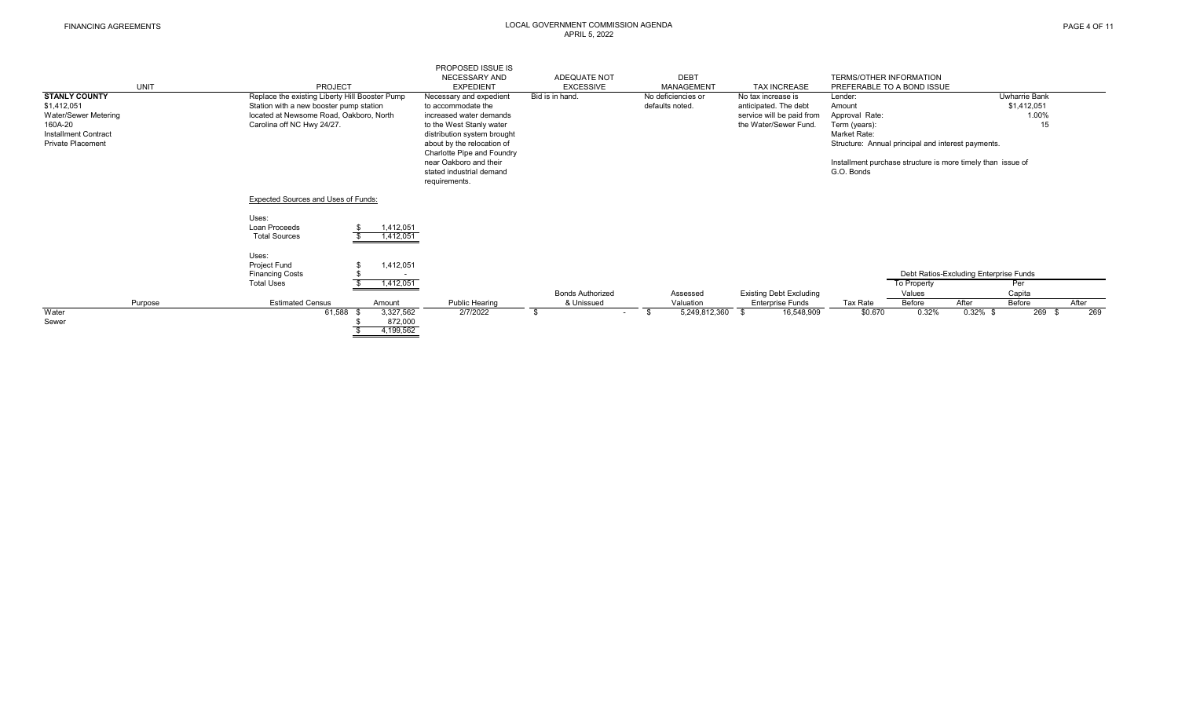| UNIT | PROJECT | PROPOSED ISSUE IS NECESSARY AND EXPEDIENT | ADEQUATE NOT EXCESSIVE | DEBT MANAGEMENT | TAX INCREASE | TERMS/OTHER INFORMATION PREFERABLE TO A BOND ISSUE | |
|---|---|---|---|---|---|---|---|
| **STANLY COUNTY**<br>$1,412,051<br>Water/Sewer Metering<br>160A-20<br>Installment Contract<br>Private Placement | Replace the existing Liberty Hill Booster Pump Station with a new booster pump station located at Newsome Road, Oakboro, North Carolina off NC Hwy 24/27. | Necessary and expedient to accommodate the increased water demands to the West Stanly water distribution system brought about by the relocation of Charlotte Pipe and Foundry near Oakboro and their stated industrial demand requirements. | Bid is in hand. | No deficiencies or defaults noted. | No tax increase is anticipated. The debt service will be paid from the Water/Sewer Fund. | Lender:<br>Amount<br>Approval Rate:<br>Term (years):<br>Market Rate:<br>Structure: Annual principal and interest payments.<br><br>Installment purchase structure is more timely than issue of G.O. Bonds | Uwharrie Bank<br>$1,412,051<br>1.00%<br>15 |

Expected Sources and Uses of Funds:

| Uses: | |
|---|---|
| Loan Proceeds | $ 1,412,051 |
| Total Sources | $ 1,412,051 |

| Uses: | |
|---|---|
| Project Fund | $ 1,412,051 |
| Financing Costs | $ - |
| Total Uses | $ 1,412,051 |

| Purpose | Estimated Census | Amount | Public Hearing | Bonds Authorized & Unissued | Assessed Valuation | Existing Debt Excluding Enterprise Funds | Tax Rate | Debt Ratios-Excluding Enterprise Funds: To Property Values Before | To Property Values After | Per Capita Before | Per Capita After |
|---|---|---|---|---|---|---|---|---|---|---|---|
| Water | 61,588 | $ 3,327,562 | 2/7/2022 | $ - | $ 5,249,812,360 | $ 16,548,909 | $0.670 | 0.32% | 0.32% | $ 269 | $ 269 |
| Sewer | | $ 872,000 | | | | | | | | | |
| | | $ 4,199,562 | | | | | | | | | |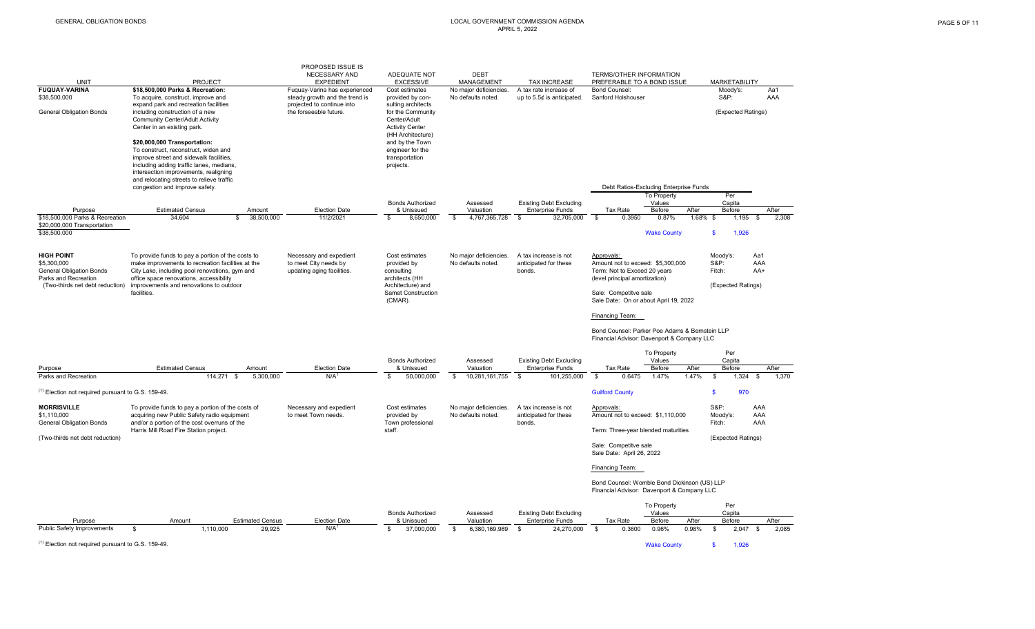| UNIT | PROJECT | PROPOSED ISSUE IS NECESSARY AND EXPEDIENT | ADEQUATE NOT EXCESSIVE | DEBT MANAGEMENT | TAX INCREASE | TERMS/OTHER INFORMATION PREFERABLE TO A BOND ISSUE | MARKETABILITY |
|---|---|---|---|---|---|---|---|
| **FUQUAY-VARINA**<br>$38,500,000<br><br>General Obligation Bonds | **$18,500,000 Parks & Recreation:**<br>To acquire, construct, improve and expand park and recreation facilities including construction of a new Community Center/Adult Activity Center in an existing park.<br><br>**$20,000,000 Transportation:**<br>To construct, reconstruct, widen and improve street and sidewalk facilities, including adding traffic lanes, medians, intersection improvements, realigning and relocating streets to relieve traffic congestion and improve safety. | Fuquay-Varina has experienced steady growth and the trend is projected to continue into the forseeable future. | Cost estimates provided by consulting architects for the Community Center/Adult Activity Center (HH Architecture) and by the Town engineer for the transportation projects. | No major deficiencies. No defaults noted. | A tax rate increase of up to 5.5¢ is anticipated. | Bond Counsel:<br>Sanford Holshouser | Moody's: Aa1<br>S&P: AAA<br><br>(Expected Ratings) |

Debt Ratios-Excluding Enterprise Funds

| Purpose | Estimated Census | Amount | Election Date | Bonds Authorized & Unissued | Assessed Valuation | Existing Debt Excluding Enterprise Funds | Tax Rate | To Property Values Before | To Property Values After | Per Capita Before | Per Capita After |
|---|---|---|---|---|---|---|---|---|---|---|---|
| $18,500,000 Parks & Recreation<br>$20,000,000 Transportation<br>$38,500,000 | 34,604 | $ 38,500,000 | 11/2/2021 | $ 8,650,000 | $ 4,767,365,728 | $ 32,705,000 | $ 0.3950 | 0.87% | 1.68% | $ 1,195 | $ 2,308 |
| | | | | | | | | Wake County | | $ 1,926 | |

| UNIT | PROJECT | PROPOSED ISSUE IS NECESSARY AND EXPEDIENT | ADEQUATE NOT EXCESSIVE | DEBT MANAGEMENT | TAX INCREASE | TERMS/OTHER INFORMATION PREFERABLE TO A BOND ISSUE | MARKETABILITY |
|---|---|---|---|---|---|---|---|
| **HIGH POINT**<br>$5,300,000<br>General Obligation Bonds<br>Parks and Recreation<br>(Two-thirds net debt reduction) | To provide funds to pay a portion of the costs to make improvements to recreation facilities at the City Lake, including pool renovations, gym and office space renovations, accessibility improvements and renovations to outdoor facilities. | Necessary and expedient to meet City needs by updating aging facilities. | Cost estimates provided by consulting architects (HH Architecture) and Samet Construction (CMAR). | No major deficiencies. No defaults noted. | A tax increase is not anticipated for these bonds. | Approvals:<br>Amount not to exceed: $5,300,000<br>Term: Not to Exceed 20 years<br>(level principal amortization)<br><br>Sale: Competitve sale<br>Sale Date: On or about April 19, 2022<br><br>Financing Team:<br><br>Bond Counsel: Parker Poe Adams & Bernstein LLP<br>Financial Advisor: Davenport & Company LLC | Moody's: Aa1<br>S&P: AAA<br>Fitch: AA+<br><br>(Expected Ratings) |

| Purpose | Estimated Census | Amount | Election Date | Bonds Authorized & Unissued | Assessed Valuation | Existing Debt Excluding Enterprise Funds | Tax Rate | To Property Values Before | To Property Values After | Per Capita Before | Per Capita After |
|---|---|---|---|---|---|---|---|---|---|---|---|
| Parks and Recreation | 114,271 | $ 5,300,000 | N/A[1] | $ 50,000,000 | $ 10,281,161,755 | $ 101,255,000 | $ 0.6475 | 1.47% | 1.47% | $ 1,324 | $ 1,370 |
| | | | | | | | Guilford County | | | $ 970 | |

[1] Election not required pursuant to G.S. 159-49.

| UNIT | PROJECT | PROPOSED ISSUE IS NECESSARY AND EXPEDIENT | ADEQUATE NOT EXCESSIVE | DEBT MANAGEMENT | TAX INCREASE | TERMS/OTHER INFORMATION PREFERABLE TO A BOND ISSUE | MARKETABILITY |
|---|---|---|---|---|---|---|---|
| **MORRISVILLE**<br>$1,110,000<br>General Obligation Bonds<br><br>(Two-thirds net debt reduction) | To provide funds to pay a portion of the costs of acquiring new Public Safety radio equipment and/or a portion of the cost overruns of the Harris Mill Road Fire Station project. | Necessary and expedient to meet Town needs. | Cost estimates provided by Town professional staff. | No major deficiencies. No defaults noted. | A tax increase is not anticipated for these bonds. | Approvals:<br>Amount not to exceed: $1,110,000<br><br>Term: Three-year blended maturities<br><br>Sale: Competitve sale<br>Sale Date: April 26, 2022<br><br>Financing Team:<br><br>Bond Counsel: Womble Bond Dickinson (US) LLP<br>Financial Advisor: Davenport & Company LLC | S&P: AAA<br>Moody's: AAA<br>Fitch: AAA<br><br>(Expected Ratings) |

| Purpose | Amount | Estimated Census | Election Date | Bonds Authorized & Unissued | Assessed Valuation | Existing Debt Excluding Enterprise Funds | Tax Rate | To Property Values Before | To Property Values After | Per Capita Before | Per Capita After |
|---|---|---|---|---|---|---|---|---|---|---|---|
| Public Safety Improvements | $ 1,110,000 | 29,925 | N/A[1] | $ 37,000,000 | $ 6,380,169,989 | $ 24,270,000 | $ 0.3600 | 0.96% | 0.98% | $ 2,047 | $ 2,085 |
| | | | | | | | | Wake County | | $ 1,926 | |

[1] Election not required pursuant to G.S. 159-49.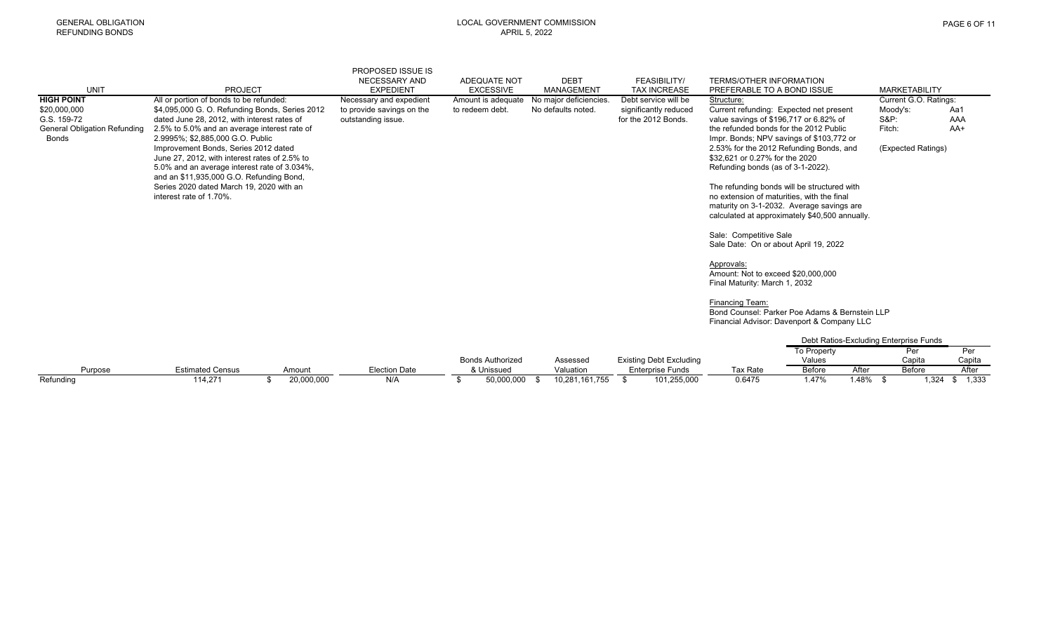| UNIT | PROJECT | PROPOSED ISSUE IS NECESSARY AND EXPEDIENT | ADEQUATE NOT EXCESSIVE | DEBT MANAGEMENT | FEASIBILITY/ TAX INCREASE | TERMS/OTHER INFORMATION PREFERABLE TO A BOND ISSUE | MARKETABILITY |
|---|---|---|---|---|---|---|---|
| **HIGH POINT**<br>$20,000,000<br>G.S. 159-72<br>General Obligation Refunding Bonds | All or portion of bonds to be refunded:<br>$4,095,000 G. O. Refunding Bonds, Series 2012 dated June 28, 2012, with interest rates of 2.5% to 5.0% and an average interest rate of 2.9995%; $2,885,000 G.O. Public Improvement Bonds, Series 2012 dated June 27, 2012, with interest rates of 2.5% to 5.0% and an average interest rate of 3.034%, and an $11,935,000 G.O. Refunding Bond, Series 2020 dated March 19, 2020 with an interest rate of 1.70%. | Necessary and expedient to provide savings on the outstanding issue. | Amount is adequate to redeem debt. | No major deficiencies. No defaults noted. | Debt service will be significantly reduced for the 2012 Bonds. | Structure:<br>Current refunding: Expected net present value savings of $196,717 or 6.82% of the refunded bonds for the 2012 Public Impr. Bonds; NPV savings of $103,772 or 2.53% for the 2012 Refunding Bonds, and $32,621 or 0.27% for the 2020 Refunding bonds (as of 3-1-2022).<br><br>The refunding bonds will be structured with no extension of maturities, with the final maturity on 3-1-2032. Average savings are calculated at approximately $40,500 annually.<br><br>Sale: Competitive Sale<br>Sale Date: On or about April 19, 2022<br><br>Approvals:<br>Amount: Not to exceed $20,000,000<br>Final Maturity: March 1, 2032<br><br>Financing Team:<br>Bond Counsel: Parker Poe Adams & Bernstein LLP<br>Financial Advisor: Davenport & Company LLC | Current G.O. Ratings:<br>Moody's: Aa1<br>S&P: AAA<br>Fitch: AA+<br><br>(Expected Ratings) |

| Purpose | Estimated Census | Amount | Election Date | Bonds Authorized & Unissued | Assessed Valuation | Existing Debt Excluding Enterprise Funds | Tax Rate | Debt Ratios-Excluding Enterprise Funds: To Property Values Before | To Property Values After | Per Capita Before | Per Capita After |
|---|---|---|---|---|---|---|---|---|---|---|---|
| Refunding | 114,271 | $ 20,000,000 | N/A | $ 50,000,000 | $ 10,281,161,755 | $ 101,255,000 | 0.6475 | 1.47% | 1.48% | $ 1,324 | $ 1,333 |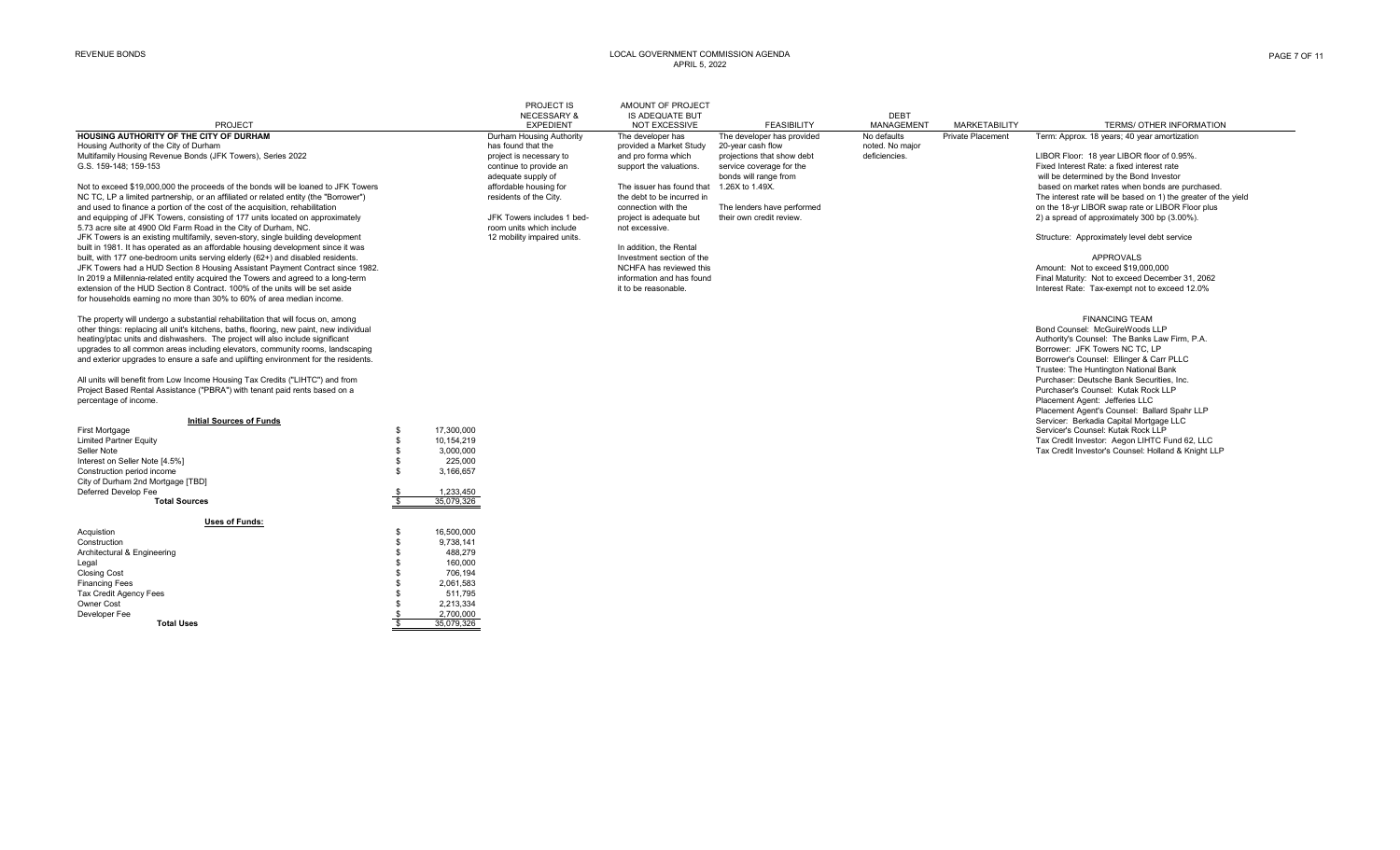| PROJECT | PROJECT IS NECESSARY & EXPEDIENT | AMOUNT OF PROJECT IS ADEQUATE BUT NOT EXCESSIVE | FEASIBILITY | DEBT MANAGEMENT | MARKETABILITY | TERMS/ OTHER INFORMATION |
|---|---|---|---|---|---|---|
| **HOUSING AUTHORITY OF THE CITY OF DURHAM**<br>Housing Authority of the City of Durham<br>Multifamily Housing Revenue Bonds (JFK Towers), Series 2022<br>G.S. 159-148; 159-153<br><br>Not to exceed $19,000,000 the proceeds of the bonds will be loaned to JFK Towers NC TC, LP a limited partnership, or an affiliated or related entity (the "Borrower") and used to finance a portion of the cost of the acquisition, rehabilitation and equipping of JFK Towers, consisting of 177 units located on approximately 5.73 acre site at 4900 Old Farm Road in the City of Durham, NC.<br>JFK Towers is an existing multifamily, seven-story, single building development built in 1981. It has operated as an affordable housing development since it was built, with 177 one-bedroom units serving elderly (62+) and disabled residents.<br>JFK Towers had a HUD Section 8 Housing Assistant Payment Contract since 1982.<br>In 2019 a Millennia-related entity acquired the Towers and agreed to a long-term extension of the HUD Section 8 Contract. 100% of the units will be set aside for households earning no more than 30% to 60% of area median income.<br><br>The property will undergo a substantial rehabilitation that will focus on, among other things: replacing all unit's kitchens, baths, flooring, new paint, new individual heating/ptac units and dishwashers. The project will also include significant upgrades to all common areas including elevators, community rooms, landscaping and exterior upgrades to ensure a safe and uplifting environment for the residents.<br><br>All units will benefit from Low Income Housing Tax Credits ("LIHTC") and from Project Based Rental Assistance ("PBRA") with tenant paid rents based on a percentage of income. | Durham Housing Authority has found that the project is necessary to continue to provide an adequate supply of affordable housing for residents of the City.<br><br>JFK Towers includes 1 bed-room units which include 12 mobility impaired units. | The developer has provided a Market Study and pro forma which support the valuations.<br><br>The issuer has found that the debt to be incurred in connection with the project is adequate but not excessive.<br><br>In addition, the Rental Investment section of the NCHFA has reviewed this information and has found it to be reasonable. | The developer has provided a 20-year cash flow projections that show debt service coverage for the bonds will range from 1.26X to 1.49X.<br><br>The lenders have performed their own credit review. | No defaults noted. No major deficiencies. | Private Placement | Term: Approx. 18 years; 40 year amortization<br><br>LIBOR Floor: 18 year LIBOR floor of 0.95%.<br>Fixed Interest Rate: a fixed interest rate will be determined by the Bond Investor based on market rates when bonds are purchased.<br>The interest rate will be based on 1) the greater of the yield on the 18-yr LIBOR swap rate or LIBOR Floor plus 2) a spread of approximately 300 bp (3.00%).<br><br>Structure: Approximately level debt service<br><br>APPROVALS<br>Amount: Not to exceed $19,000,000<br>Final Maturity: Not to exceed December 31, 2062<br>Interest Rate: Tax-exempt not to exceed 12.0%<br><br>FINANCING TEAM<br>Bond Counsel: McGuireWoods LLP<br>Authority's Counsel: The Banks Law Firm, P.A.<br>Borrower: JFK Towers NC TC, LP<br>Borrower's Counsel: Ellinger & Carr PLLC<br>Trustee: The Huntington National Bank<br>Purchaser: Deutsche Bank Securities, Inc.<br>Purchaser's Counsel: Kutak Rock LLP<br>Placement Agent: Jefferies LLC<br>Placement Agent's Counsel: Ballard Spahr LLP<br>Servicer: Berkadia Capital Mortgage LLC<br>Servicer's Counsel: Kutak Rock LLP<br>Tax Credit Investor: Aegon LIHTC Fund 62, LLC<br>Tax Credit Investor's Counsel: Holland & Knight LLP |

| **Initial Sources of Funds** | |
|---|---|
| First Mortgage | $ 17,300,000 |
| Limited Partner Equity | $ 10,154,219 |
| Seller Note | $ 3,000,000 |
| Interest on Seller Note [4.5%] | $ 225,000 |
| Construction period income | $ 3,166,657 |
| City of Durham 2nd Mortgage [TBD] | |
| Deferred Develop Fee | $ 1,233,450 |
| **Total Sources** | $ 35,079,326 |

| **Uses of Funds:** | |
|---|---|
| Acquistion | $ 16,500,000 |
| Construction | $ 9,738,141 |
| Architectural & Engineering | $ 488,279 |
| Legal | $ 160,000 |
| Closing Cost | $ 706,194 |
| Financing Fees | $ 2,061,583 |
| Tax Credit Agency Fees | $ 511,795 |
| Owner Cost | $ 2,213,334 |
| Developer Fee | $ 2,700,000 |
| **Total Uses** | $ 35,079,326 |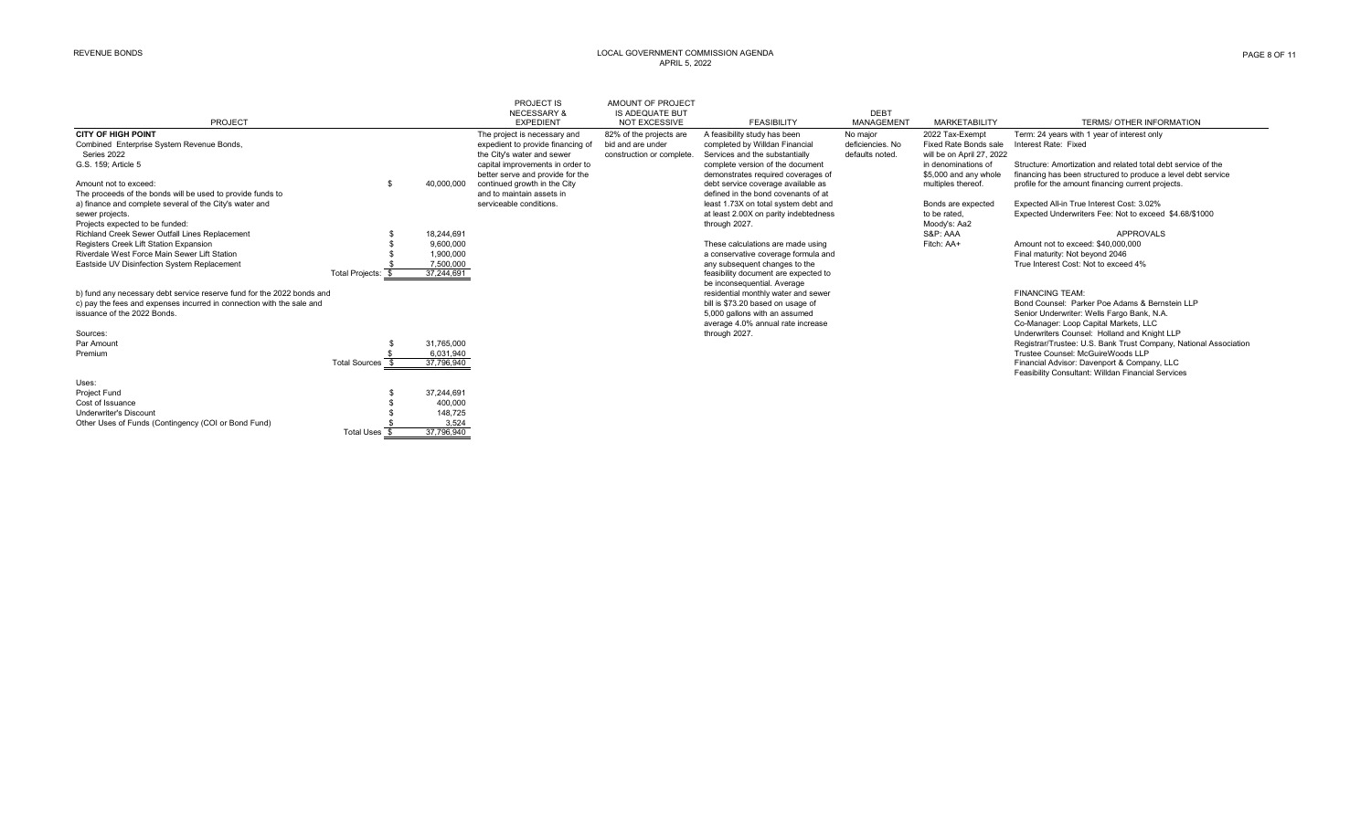REVENUE BONDS

LOCAL GOVERNMENT COMMISSION AGENDA
APRIL 5, 2022

| PROJECT | PROJECT IS NECESSARY & EXPEDIENT | AMOUNT OF PROJECT IS ADEQUATE BUT NOT EXCESSIVE | FEASIBILITY | DEBT MANAGEMENT | MARKETABILITY | TERMS/ OTHER INFORMATION |
|---|---|---|---|---|---|---|
| **CITY OF HIGH POINT**<br>Combined Enterprise System Revenue Bonds, Series 2022<br>G.S. 159; Article 5<br><br>Amount not to exceed: $ 40,000,000<br>The proceeds of the bonds will be used to provide funds to<br>a) finance and complete several of the City's water and sewer projects.<br>Projects expected to be funded:<br>Richland Creek Sewer Outfall Lines Replacement $ 18,244,691<br>Registers Creek Lift Station Expansion $ 9,600,000<br>Riverdale West Force Main Sewer Lift Station $ 1,900,000<br>Eastside UV Disinfection System Replacement $ 7,500,000<br>Total Projects: $ 37,244,691<br><br>b) fund any necessary debt service reserve fund for the 2022 bonds and<br>c) pay the fees and expenses incurred in connection with the sale and issuance of the 2022 Bonds.<br><br>Sources:<br>Par Amount $ 31,765,000<br>Premium $ 6,031,940<br>Total Sources $ 37,796,940<br><br>Uses:<br>Project Fund $ 37,244,691<br>Cost of Issuance $ 400,000<br>Underwriter's Discount $ 148,725<br>Other Uses of Funds (Contingency (COI or Bond Fund) $ 3,524<br>Total Uses $ 37,796,940 | The project is necessary and expedient to provide financing of the City's water and sewer capital improvements in order to better serve and provide for the continued growth in the City and to maintain assets in serviceable conditions. | 82% of the projects are bid and are under construction or complete. | A feasibility study has been completed by Willdan Financial Services and the substantially complete version of the document demonstrates required coverages of debt service coverage available as defined in the bond covenants of at least 1.73X on total system debt and at least 2.00X on parity indebtedness through 2027.<br><br>These calculations are made using a conservative coverage formula and any subsequent changes to the feasibility document are expected to be inconsequential. Average residential monthly water and sewer bill is $73.20 based on usage of 5,000 gallons with an assumed average 4.0% annual rate increase through 2027. | No major deficiencies. No defaults noted. | 2022 Tax-Exempt Fixed Rate Bonds sale will be on April 27, 2022 in denominations of $5,000 and any whole multiples thereof.<br><br>Bonds are expected to be rated,<br>Moody's: Aa2<br>S&P: AAA<br>Fitch: AA+ | Term: 24 years with 1 year of interest only<br>Interest Rate: Fixed<br><br>Structure: Amortization and related total debt service of the financing has been structured to produce a level debt service profile for the amount financing current projects.<br><br>Expected All-in True Interest Cost: 3.02%<br>Expected Underwriters Fee: Not to exceed $4.68/$1000<br><br>APPROVALS<br>Amount not to exceed: $40,000,000<br>Final maturity: Not beyond 2046<br>True Interest Cost: Not to exceed 4%<br><br>FINANCING TEAM:<br>Bond Counsel: Parker Poe Adams & Bernstein LLP<br>Senior Underwriter: Wells Fargo Bank, N.A.<br>Co-Manager: Loop Capital Markets, LLC<br>Underwriters Counsel: Holland and Knight LLP<br>Registrar/Trustee: U.S. Bank Trust Company, National Association<br>Trustee Counsel: McGuireWoods LLP<br>Financial Advisor: Davenport & Company, LLC<br>Feasibility Consultant: Willdan Financial Services |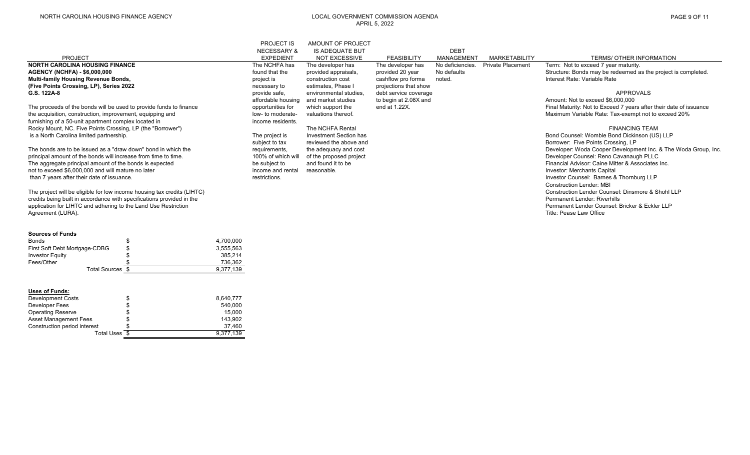| PROJECT | PROJECT IS NECESSARY & EXPEDIENT | AMOUNT OF PROJECT IS ADEQUATE BUT NOT EXCESSIVE | FEASIBILITY | DEBT MANAGEMENT | MARKETABILITY | TERMS/ OTHER INFORMATION |
|---|---|---|---|---|---|---|
| **NORTH CAROLINA HOUSING FINANCE AGENCY (NCHFA) - $6,000,000**<br>**Multi-family Housing Revenue Bonds,**<br>**(Five Points Crossing, LP), Series 2022**<br>**G.S. 122A-8**<br><br>The proceeds of the bonds will be used to provide funds to finance the acquisition, construction, improvement, equipping and furnishing of a 50-unit apartment complex located in Rocky Mount, NC. Five Points Crossing, LP (the "Borrower") is a North Carolina limited partnership.<br><br>The bonds are to be issued as a "draw down" bond in which the principal amount of the bonds will increase from time to time. The aggregate principal amount of the bonds is expected not to exceed $6,000,000 and will mature no later than 7 years after their date of issuance.<br><br>The project will be eligible for low income housing tax credits (LIHTC) credits being built in accordance with specifications provided in the application for LIHTC and adhering to the Land Use Restriction Agreement (LURA). | The NCHFA has found that the project is necessary to provide safe, affordable housing opportunities for low- to moderate-income residents.<br><br>The project is subject to tax requirements, 100% of which will be subject to income and rental restrictions. | The developer has provided appraisals, construction cost estimates, Phase I environmental studies, and market studies which support the valuations thereof.<br><br>The NCHFA Rental Investment Section has reviewed the above and the adequacy and cost of the proposed project and found it to be reasonable. | The developer has provided 20 year cashflow pro forma projections that show debt service coverage to begin at 2.08X and end at 1.22X. | No deficiencies. No defaults noted. | Private Placement | Term: Not to exceed 7 year maturity.<br>Structure: Bonds may be redeemed as the project is completed.<br>Interest Rate: Variable Rate<br><br>**APPROVALS**<br>Amount: Not to exceed $6,000,000<br>Final Maturity: Not to Exceed 7 years after their date of issuance<br>Maximum Variable Rate: Tax-exempt not to exceed 20%<br><br>**FINANCING TEAM**<br>Bond Counsel: Womble Bond Dickinson (US) LLP<br>Borrower: Five Points Crossing, LP<br>Developer: Woda Cooper Development Inc. & The Woda Group, Inc.<br>Developer Counsel: Reno Cavanaugh PLLC<br>Financial Advisor: Caine Mitter & Associates Inc.<br>Investor: Merchants Capital<br>Investor Counsel: Barnes & Thornburg LLP<br>Construction Lender: MBI<br>Construction Lender Counsel: Dinsmore & Shohl LLP<br>Permanent Lender: Riverhills<br>Permanent Lender Counsel: Bricker & Eckler LLP<br>Title: Pease Law Office |

**Sources of Funds**

| | | |
|---|---|---|
| Bonds | $ | 4,700,000 |
| First Soft Debt Mortgage-CDBG | $ | 3,555,563 |
| Investor Equity | $ | 385,214 |
| Fees/Other | $ | 736,362 |
| Total Sources | $ | 9,377,139 |

**Uses of Funds:**

| | | |
|---|---|---|
| Development Costs | $ | 8,640,777 |
| Developer Fees | $ | 540,000 |
| Operating Reserve | $ | 15,000 |
| Asset Management Fees | $ | 143,902 |
| Construction period interest | $ | 37,460 |
| Total Uses | $ | 9,377,139 |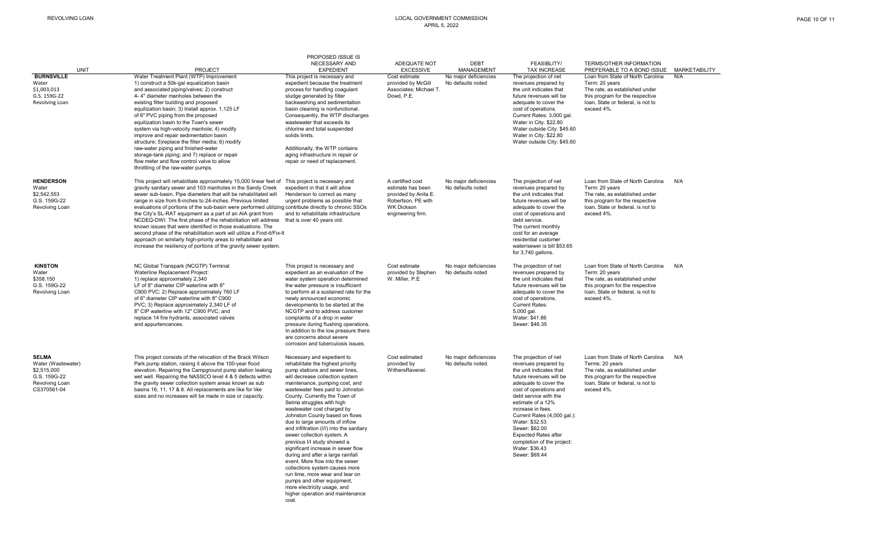| UNIT | PROJECT | PROPOSED ISSUE IS NECESSARY AND EXPEDIENT | ADEQUATE NOT EXCESSIVE | DEBT MANAGEMENT | FEASIBLITY/ TAX INCREASE | TERMS/OTHER INFORMATION PREFERABLE TO A BOND ISSUE | MARKETABILITY |
|---|---|---|---|---|---|---|---|
| **BURNSVILLE** Water $1,003,013 G.S. 159G-22 Revolving Loan | Water Treatment Plant (WTP) Improvement 1) construct a 50k-gal equalization basin and associated piping/valves; 2) construct 4- 4" diameter manholes between the existing filter building and proposed equilization basin; 3) Install approx. 1,125 LF of 6" PVC piping from the proposed equalization basin to the Town's sewer system via high-velocity manhole; 4) modify improve and repair sedimentation basin structure; 5)replace the filter media; 6) modify raw-water piping and finished-water storage-tank piping; and 7) replace or repair flow meter and flow control valve to allow throttling of the raw-water pumps. | This project is necessary and expedient because the treatment process for handling coagulant sludge generated by filter backwashing and sedimentation basin cleaning is nonfunctional. Consequently, the WTP discharges wastewater that exceeds its chlorine and total suspended solids limits.<br><br>Additionally, the WTP contains aging infrastructure in repair or need of replacement. | Cost estimate provided by McGill Associates; Michael T. Dowd, P.E. | No major deficiencies No defaults noted | The projection of net revenues prepared by the unit indicates that future revenues will be adequate to cover the cost of operations. Current Rates: 3,000 gal. Water in City: $22.80 Water outside City: $45.60 Water in City: $22.80 Water outside City: $45.60 | Loan from State of North Carolina Term: 20 years The rate, as established under this program for the respective loan, State or federal, is not to exceed 4%. | N/A |
| **HENDERSON** Water $2,542,553 G.S. 159G-22 Revolving Loan | This project will rehabilitate approximately 15,000 linear feet of gravity sanitary sewer and 103 manholes in the Sandy Creek sewer sub-basin. Pipe diameters that will be rehabilitated will range in size from 8-inches to 24-inches. Previous limited evaluations of portions of the sub-basin were performed utilizing the City's SL-RAT equipment as a part of an AIA grant from NCDEQ-DWI. The first phase of the rehabilitation will address known issues that were identified in those evaluations. The second phase of the rehabilitation work will utilize a Find-it/Fix-It approach on similarly high-priority areas to rehabilitate and increase the resiliency of portions of the gravity sewer system. | This project is necessary and expedient in that it will allow Henderson to correct as many urgent problems as possible that contribute directly to chronic SSOs and to rehabilitate infrastructure that is over 40 years old. | A certified cost estimate has been provided by Anita E. Robertson, PE with WK Dickson engineering firm. | No major deficiencies No defaults noted | The projection of net revenues prepared by the unit indicates that future revenues will be adequate to cover the cost of operations and debt service. The current monthly cost for an average residential customer water/sewer is bill $53.65 for 3,740 gallons. | Loan from State of North Carolina Term: 20 years The rate, as established under this program for the respective loan, State or federal, is not to exceed 4%. | N/A |
| **KINSTON** Water $358,150 G.S. 159G-22 Revolving Loan | NC Global Transpark (NCGTP) Terminal Waterline Replacement Project: 1) replace approximately 2,340 LF of 8" diameter CIP waterline with 8" C900 PVC; 2) Replace approximately 760 LF of 6" diameter CIP waterline with 8" C900 PVC; 3) Replace approximately 2,340 LF of 8" CIP waterline with 12" C900 PVC; and replace 14 fire hydrants, associated valves and appurtencances. | This project is necessary and expedient as an evaluation of the water system operation determined the water pressure is insufficient to perform at a sustained rate for the newly announced economic developments to be started at the NCGTP and to address customer complaints of a drop in water pressure during flushing operations. In addition to the low pressure there are concerns about severe corrosion and tuberculosis issues. | Cost estimate provided by Stephen W. Miller, P.E | No major deficiencies No defaults noted | The projection of net revenues prepared by the unit indicates that future revenues will be adequate to cover the cost of operations. Current Rates: 5,000 gal. Water: $41.86 Sewer: $46.35 | Loan from State of North Carolina Term: 20 years The rate, as established under this program for the respective loan, State or federal, is not to exceed 4%. | N/A |
| **SELMA** Water (Wastewater) $2,515,000 G.S. 159G-22 Revolving Loan CS370561-04 | This project consists of the relocation of the Brack Wilson Park pump station, raising it above the 100-year flood elevation. Repairing the Campground pump station leaking wet well. Repairing the NASSCO level 4 & 5 defects within the gravity sewer collection system areas known as sub basins 16, 11, 17 & 8. All replacements are like for like sizes and no increases will be made in size or capacity. | Necessary and expedient to rehabilitate the highest priority pump stations and sewer lines, will decrease collection system maintenance, pumping cost, and wastewater fees paid to Johnston County. Currently the Town of Selma struggles with high wastewater cost charged by Johnston County based on flows due to large amounts of inflow and infiltration (I/I) into the sanitary sewer collection system. A previous I/I study showed a significant increase in sewer flow during and after a large rainfall event. More flow into the sewer collections system causes more run time, more wear and tear on pumps and other equipment, more electricity usage, and higher operation and maintenance cost. | Cost estimated provided by WithersRavenel. | No major deficiencies No defaults noted. | The projection of net revenues prepared by the unit indicates that future revenues will be adequate to cover the cost of operations and debt service with the estimate of a 12% increase in fees. Current Rates (4,000 gal.): Water: $32.53 Sewer: $62.00 Expected Rates after completion of the project: Water: $36.43 Sewer: $69.44 | Loan from State of North Carolina Terms: 20 years The rate, as established under this program for the respective loan, State or federal, is not to exceed 4%. | N/A |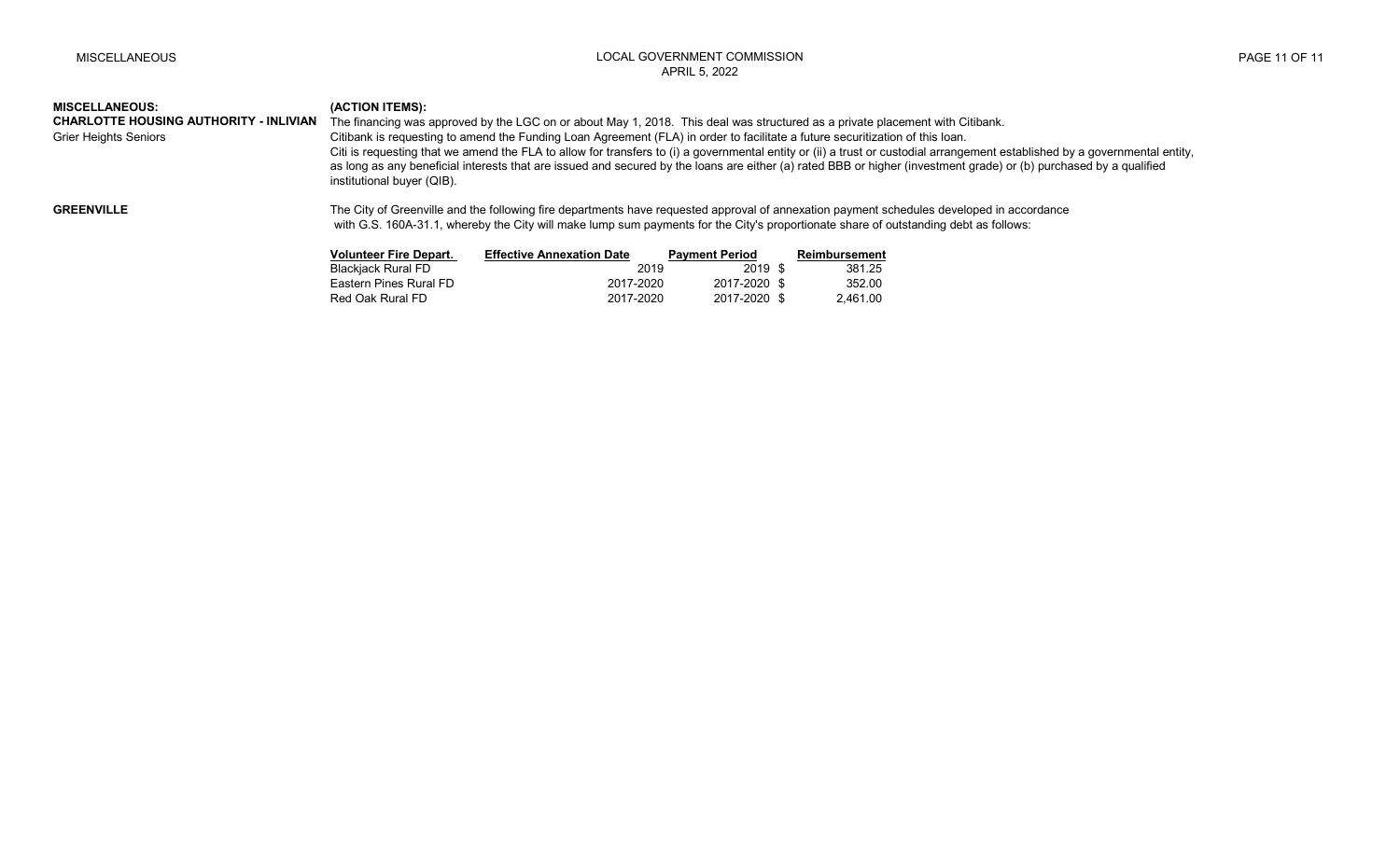**MISCELLANEOUS:**

**(ACTION ITEMS):**

**CHARLOTTE HOUSING AUTHORITY - INLIVIAN**

Grier Heights Seniors

The financing was approved by the LGC on or about May 1, 2018. This deal was structured as a private placement with Citibank.
Citibank is requesting to amend the Funding Loan Agreement (FLA) in order to facilitate a future securitization of this loan.
Citi is requesting that we amend the FLA to allow for transfers to (i) a governmental entity or (ii) a trust or custodial arrangement established by a governmental entity, as long as any beneficial interests that are issued and secured by the loans are either (a) rated BBB or higher (investment grade) or (b) purchased by a qualified institutional buyer (QIB).

**GREENVILLE**

The City of Greenville and the following fire departments have requested approval of annexation payment schedules developed in accordance with G.S. 160A-31.1, whereby the City will make lump sum payments for the City's proportionate share of outstanding debt as follows:

| Volunteer Fire Depart. | Effective Annexation Date | Payment Period | Reimbursement |
|---|---|---|---|
| Blackjack Rural FD | 2019 | 2019 | $ 381.25 |
| Eastern Pines Rural FD | 2017-2020 | 2017-2020 | $ 352.00 |
| Red Oak Rural FD | 2017-2020 | 2017-2020 | $ 2,461.00 |